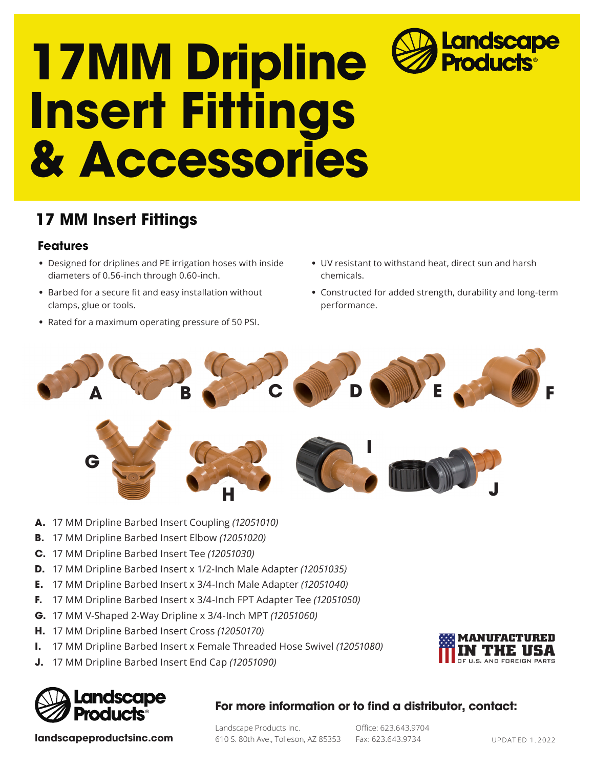# 17MM Dripline Insert Fittings & Accessories

## 17 MM Insert Fittings

### Features

- Designed for driplines and PE irrigation hoses with inside diameters of 0.56-inch through 0.60-inch.
- Barbed for a secure fit and easy installation without clamps, glue or tools.
- Rated for a maximum operating pressure of 50 PSI.
- UV resistant to withstand heat, direct sun and harsh chemicals.
- Constructed for added strength, durability and long-term performance.

**A.** 17 MM Dripline Barbed Insert Coupling *(12051010)*
**B.** 17 MM Dripline Barbed Insert Elbow *(12051020)*
**C.** 17 MM Dripline Barbed Insert Tee *(12051030)*
**D.** 17 MM Dripline Barbed Insert x 1/2-Inch Male Adapter *(12051035)*
**E.** 17 MM Dripline Barbed Insert x 3/4-Inch Male Adapter *(12051040)*
**F.** 17 MM Dripline Barbed Insert x 3/4-Inch FPT Adapter Tee *(12051050)*
**G.** 17 MM V-Shaped 2-Way Dripline x 3/4-Inch MPT *(12051060)*
**H.** 17 MM Dripline Barbed Insert Cross *(12050170)*
**I.** 17 MM Dripline Barbed Insert x Female Threaded Hose Swivel *(12051080)*
**J.** 17 MM Dripline Barbed Insert End Cap *(12051090)*

MANUFACTURED IN THE USA OF U.S. AND FOREIGN PARTS

**landscapeproductsinc.com**

**For more information or to find a distributor, contact:**

Landscape Products Inc.
610 S. 80th Ave., Tolleson, AZ 85353

Office: 623.643.9704
Fax: 623.643.9734

UPDATED 1.2022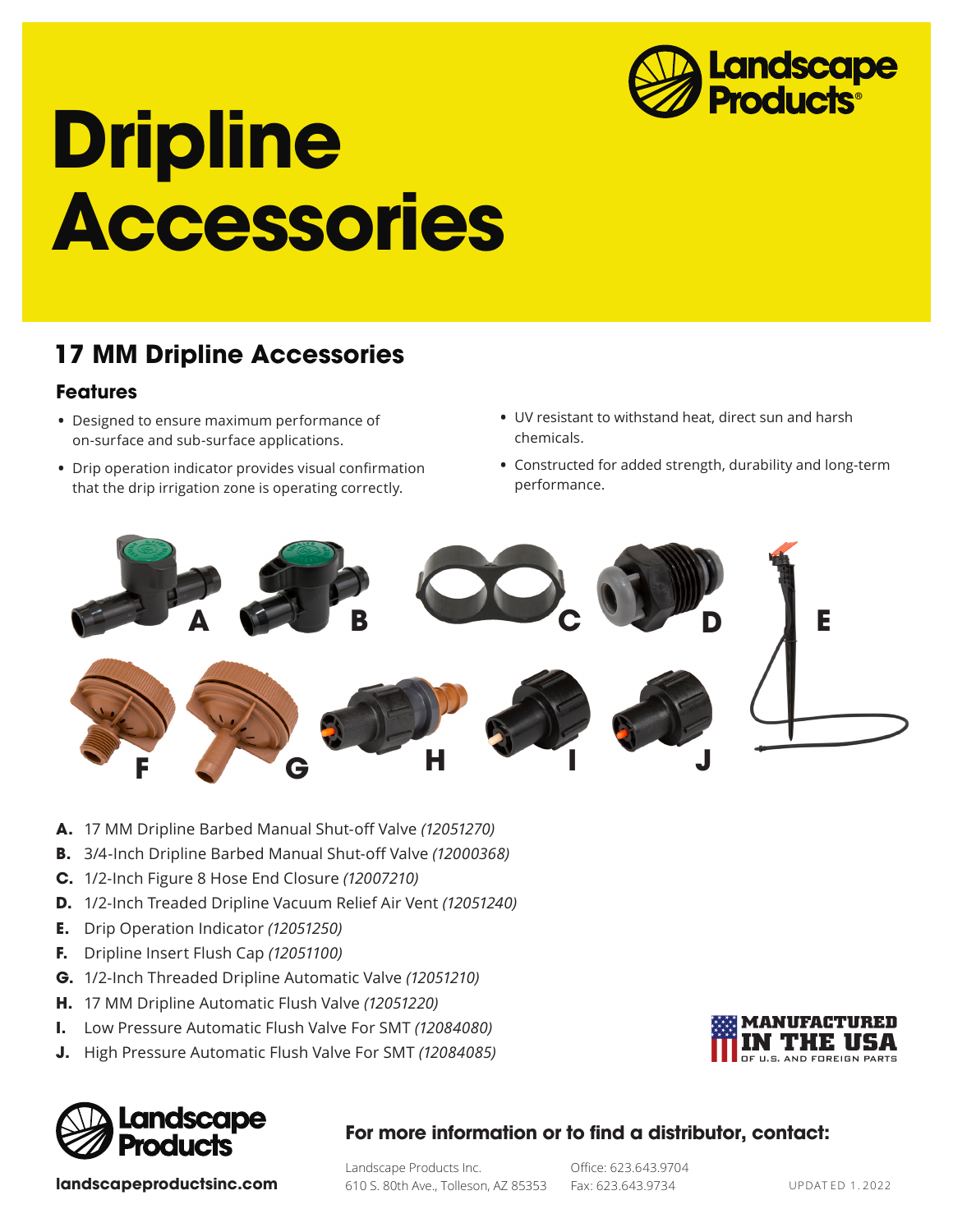# Dripline Accessories

## 17 MM Dripline Accessories

### Features

- Designed to ensure maximum performance of on-surface and sub-surface applications.
- Drip operation indicator provides visual confirmation that the drip irrigation zone is operating correctly.
- UV resistant to withstand heat, direct sun and harsh chemicals.
- Constructed for added strength, durability and long-term performance.

**A.** 17 MM Dripline Barbed Manual Shut-off Valve *(12051270)*
**B.** 3/4-Inch Dripline Barbed Manual Shut-off Valve *(12000368)*
**C.** 1/2-Inch Figure 8 Hose End Closure *(12007210)*
**D.** 1/2-Inch Treaded Dripline Vacuum Relief Air Vent *(12051240)*
**E.** Drip Operation Indicator *(12051250)*
**F.** Dripline Insert Flush Cap *(12051100)*
**G.** 1/2-Inch Threaded Dripline Automatic Valve *(12051210)*
**H.** 17 MM Dripline Automatic Flush Valve *(12051220)*
**I.** Low Pressure Automatic Flush Valve For SMT *(12084080)*
**J.** High Pressure Automatic Flush Valve For SMT *(12084085)*

MANUFACTURED IN THE USA OF U.S. AND FOREIGN PARTS

**landscapeproductsinc.com**

### For more information or to find a distributor, contact:

Landscape Products Inc.
610 S. 80th Ave., Tolleson, AZ 85353

Office: 623.643.9704
Fax: 623.643.9734

UPDATED 1.2022